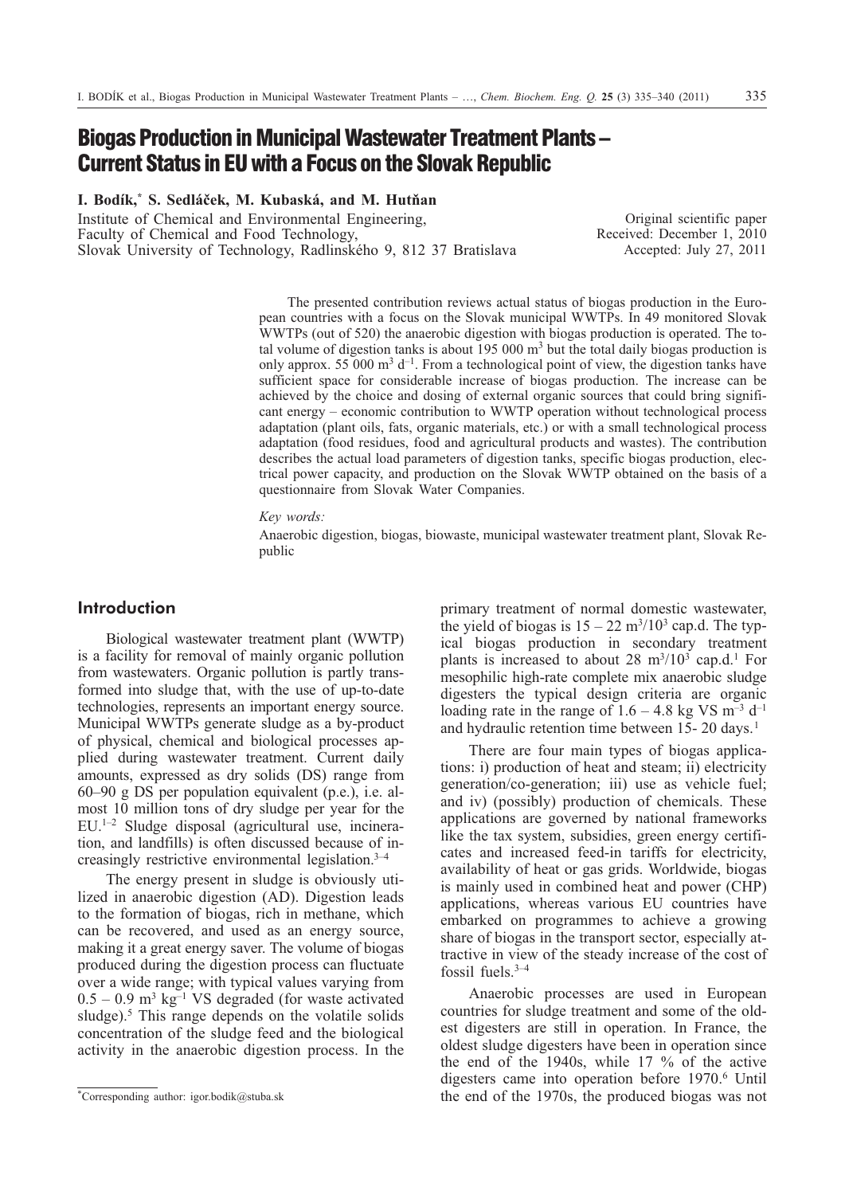# Biogas Production in Municipal Wastewater Treatment Plants – Current Status in EU with a Focus on the Slovak Republic

**I. Bodík,* S. Sedláček, M. Kubaská, and M. Hutňan**

Institute of Chemical and Environmental Engineering,
Faculty of Chemical and Food Technology,
Slovak University of Technology, Radlinského 9, 812 37 Bratislava

Original scientific paper
Received: December 1, 2010
Accepted: July 27, 2011

The presented contribution reviews actual status of biogas production in the European countries with a focus on the Slovak municipal WWTPs. In 49 monitored Slovak WWTPs (out of 520) the anaerobic digestion with biogas production is operated. The total volume of digestion tanks is about 195 000 $m^3$ but the total daily biogas production is only approx. 55 000 $m^3$ $d^{-1}$. From a technological point of view, the digestion tanks have sufficient space for considerable increase of biogas production. The increase can be achieved by the choice and dosing of external organic sources that could bring significant energy – economic contribution to WWTP operation without technological process adaptation (plant oils, fats, organic materials, etc.) or with a small technological process adaptation (food residues, food and agricultural products and wastes). The contribution describes the actual load parameters of digestion tanks, specific biogas production, electrical power capacity, and production on the Slovak WWTP obtained on the basis of a questionnaire from Slovak Water Companies.

*Key words:*

Anaerobic digestion, biogas, biowaste, municipal wastewater treatment plant, Slovak Republic

## Introduction

Biological wastewater treatment plant (WWTP) is a facility for removal of mainly organic pollution from wastewaters. Organic pollution is partly transformed into sludge that, with the use of up-to-date technologies, represents an important energy source. Municipal WWTPs generate sludge as a by-product of physical, chemical and biological processes applied during wastewater treatment. Current daily amounts, expressed as dry solids (DS) range from 60–90 g DS per population equivalent (p.e.), i.e. almost 10 million tons of dry sludge per year for the EU.[1–2] Sludge disposal (agricultural use, incineration, and landfills) is often discussed because of increasingly restrictive environmental legislation.[3–4]

The energy present in sludge is obviously utilized in anaerobic digestion (AD). Digestion leads to the formation of biogas, rich in methane, which can be recovered, and used as an energy source, making it a great energy saver. The volume of biogas produced during the digestion process can fluctuate over a wide range; with typical values varying from 0.5 – 0.9 $m^3$ $kg^{-1}$ VS degraded (for waste activated sludge).[5] This range depends on the volatile solids concentration of the sludge feed and the biological activity in the anaerobic digestion process. In the primary treatment of normal domestic wastewater, the yield of biogas is 15 – 22 $m^3/10^3$ cap.d. The typical biogas production in secondary treatment plants is increased to about 28 $m^3/10^3$ cap.d.[1] For mesophilic high-rate complete mix anaerobic sludge digesters the typical design criteria are organic loading rate in the range of 1.6 – 4.8 kg VS $m^{-3}$ $d^{-1}$ and hydraulic retention time between 15- 20 days.[1]

There are four main types of biogas applications: i) production of heat and steam; ii) electricity generation/co-generation; iii) use as vehicle fuel; and iv) (possibly) production of chemicals. These applications are governed by national frameworks like the tax system, subsidies, green energy certificates and increased feed-in tariffs for electricity, availability of heat or gas grids. Worldwide, biogas is mainly used in combined heat and power (CHP) applications, whereas various EU countries have embarked on programmes to achieve a growing share of biogas in the transport sector, especially attractive in view of the steady increase of the cost of fossil fuels.[3–4]

Anaerobic processes are used in European countries for sludge treatment and some of the oldest digesters are still in operation. In France, the oldest sludge digesters have been in operation since the end of the 1940s, while 17 % of the active digesters came into operation before 1970.[6] Until the end of the 1970s, the produced biogas was not

*Corresponding author: igor.bodik@stuba.sk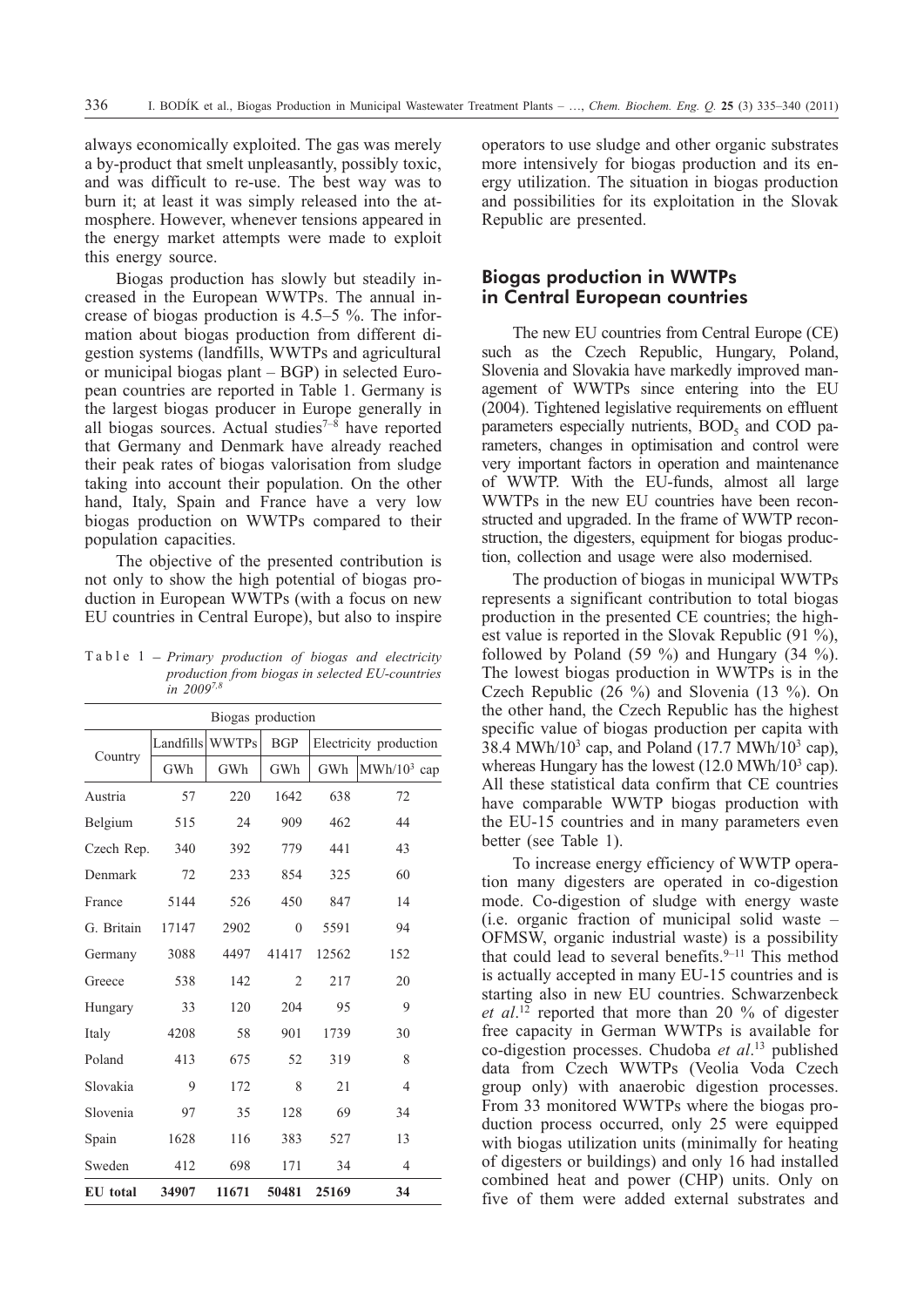always economically exploited. The gas was merely a by-product that smelt unpleasantly, possibly toxic, and was difficult to re-use. The best way was to burn it; at least it was simply released into the atmosphere. However, whenever tensions appeared in the energy market attempts were made to exploit this energy source.

Biogas production has slowly but steadily increased in the European WWTPs. The annual increase of biogas production is 4.5–5 %. The information about biogas production from different digestion systems (landfills, WWTPs and agricultural or municipal biogas plant – BGP) in selected European countries are reported in Table 1. Germany is the largest biogas producer in Europe generally in all biogas sources. Actual studies[7–8] have reported that Germany and Denmark have already reached their peak rates of biogas valorisation from sludge taking into account their population. On the other hand, Italy, Spain and France have a very low biogas production on WWTPs compared to their population capacities.

The objective of the presented contribution is not only to show the high potential of biogas production in European WWTPs (with a focus on new EU countries in Central Europe), but also to inspire operators to use sludge and other organic substrates more intensively for biogas production and its energy utilization. The situation in biogas production and possibilities for its exploitation in the Slovak Republic are presented.

Table 1 – *Primary production of biogas and electricity production from biogas in selected EU-countries in 2009*[7,8]

| Country | Biogas production | | | | |
|---|---|---|---|---|---|
| | Landfills | WWTPs | BGP | Electricity production | |
| | GWh | GWh | GWh | GWh | MWh/$10^3$ cap |
| Austria | 57 | 220 | 1642 | 638 | 72 |
| Belgium | 515 | 24 | 909 | 462 | 44 |
| Czech Rep. | 340 | 392 | 779 | 441 | 43 |
| Denmark | 72 | 233 | 854 | 325 | 60 |
| France | 5144 | 526 | 450 | 847 | 14 |
| G. Britain | 17147 | 2902 | 0 | 5591 | 94 |
| Germany | 3088 | 4497 | 41417 | 12562 | 152 |
| Greece | 538 | 142 | 2 | 217 | 20 |
| Hungary | 33 | 120 | 204 | 95 | 9 |
| Italy | 4208 | 58 | 901 | 1739 | 30 |
| Poland | 413 | 675 | 52 | 319 | 8 |
| Slovakia | 9 | 172 | 8 | 21 | 4 |
| Slovenia | 97 | 35 | 128 | 69 | 34 |
| Spain | 1628 | 116 | 383 | 527 | 13 |
| Sweden | 412 | 698 | 171 | 34 | 4 |
| **EU total** | **34907** | **11671** | **50481** | **25169** | **34** |

## Biogas production in WWTPs in Central European countries

The new EU countries from Central Europe (CE) such as the Czech Republic, Hungary, Poland, Slovenia and Slovakia have markedly improved management of WWTPs since entering into the EU (2004). Tightened legislative requirements on effluent parameters especially nutrients, $BOD_5$ and COD parameters, changes in optimisation and control were very important factors in operation and maintenance of WWTP. With the EU-funds, almost all large WWTPs in the new EU countries have been reconstructed and upgraded. In the frame of WWTP reconstruction, the digesters, equipment for biogas production, collection and usage were also modernised.

The production of biogas in municipal WWTPs represents a significant contribution to total biogas production in the presented CE countries; the highest value is reported in the Slovak Republic (91 %), followed by Poland (59 %) and Hungary (34 %). The lowest biogas production in WWTPs is in the Czech Republic (26 %) and Slovenia (13 %). On the other hand, the Czech Republic has the highest specific value of biogas production per capita with 38.4 MWh/$10^3$ cap, and Poland (17.7 MWh/$10^3$ cap), whereas Hungary has the lowest (12.0 MWh/$10^3$ cap). All these statistical data confirm that CE countries have comparable WWTP biogas production with the EU-15 countries and in many parameters even better (see Table 1).

To increase energy efficiency of WWTP operation many digesters are operated in co-digestion mode. Co-digestion of sludge with energy waste (i.e. organic fraction of municipal solid waste – OFMSW, organic industrial waste) is a possibility that could lead to several benefits.[9–11] This method is actually accepted in many EU-15 countries and is starting also in new EU countries. Schwarzenbeck *et al.*[12] reported that more than 20 % of digester free capacity in German WWTPs is available for co-digestion processes. Chudoba *et al.*[13] published data from Czech WWTPs (Veolia Voda Czech group only) with anaerobic digestion processes. From 33 monitored WWTPs where the biogas production process occurred, only 25 were equipped with biogas utilization units (minimally for heating of digesters or buildings) and only 16 had installed combined heat and power (CHP) units. Only on five of them were added external substrates and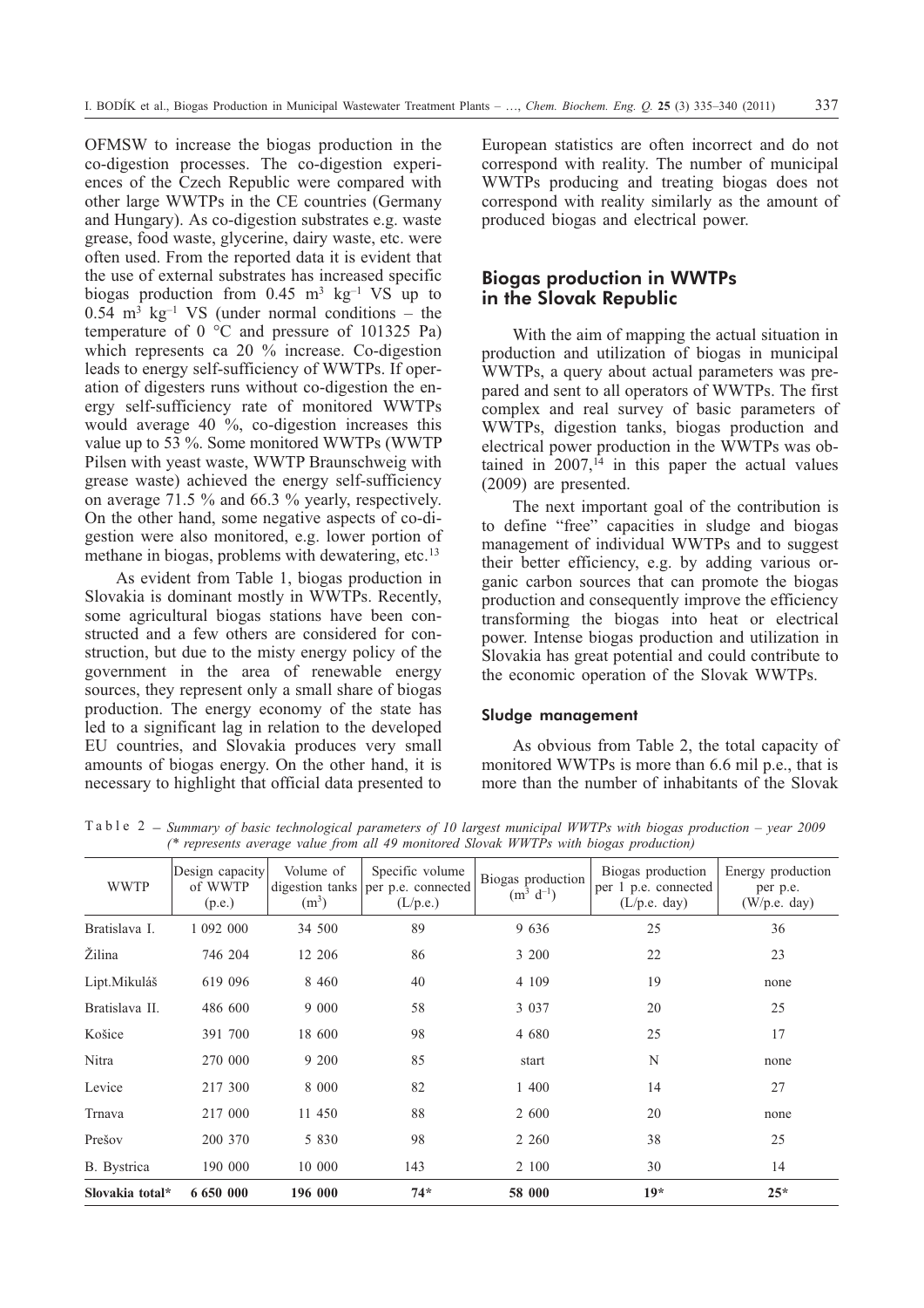OFMSW to increase the biogas production in the co-digestion processes. The co-digestion experiences of the Czech Republic were compared with other large WWTPs in the CE countries (Germany and Hungary). As co-digestion substrates e.g. waste grease, food waste, glycerine, dairy waste, etc. were often used. From the reported data it is evident that the use of external substrates has increased specific biogas production from 0.45 $m^3$ $kg^{-1}$ VS up to 0.54 $m^3$ $kg^{-1}$ VS (under normal conditions – the temperature of 0 °C and pressure of 101325 Pa) which represents ca 20 % increase. Co-digestion leads to energy self-sufficiency of WWTPs. If operation of digesters runs without co-digestion the energy self-sufficiency rate of monitored WWTPs would average 40 %, co-digestion increases this value up to 53 %. Some monitored WWTPs (WWTP Pilsen with yeast waste, WWTP Braunschweig with grease waste) achieved the energy self-sufficiency on average 71.5 % and 66.3 % yearly, respectively. On the other hand, some negative aspects of co-digestion were also monitored, e.g. lower portion of methane in biogas, problems with dewatering, etc.[13]

As evident from Table 1, biogas production in Slovakia is dominant mostly in WWTPs. Recently, some agricultural biogas stations have been constructed and a few others are considered for construction, but due to the misty energy policy of the government in the area of renewable energy sources, they represent only a small share of biogas production. The energy economy of the state has led to a significant lag in relation to the developed EU countries, and Slovakia produces very small amounts of biogas energy. On the other hand, it is necessary to highlight that official data presented to European statistics are often incorrect and do not correspond with reality. The number of municipal WWTPs producing and treating biogas does not correspond with reality similarly as the amount of produced biogas and electrical power.

## Biogas production in WWTPs in the Slovak Republic

With the aim of mapping the actual situation in production and utilization of biogas in municipal WWTPs, a query about actual parameters was prepared and sent to all operators of WWTPs. The first complex and real survey of basic parameters of WWTPs, digestion tanks, biogas production and electrical power production in the WWTPs was obtained in 2007,[14] in this paper the actual values (2009) are presented.

The next important goal of the contribution is to define "free" capacities in sludge and biogas management of individual WWTPs and to suggest their better efficiency, e.g. by adding various organic carbon sources that can promote the biogas production and consequently improve the efficiency transforming the biogas into heat or electrical power. Intense biogas production and utilization in Slovakia has great potential and could contribute to the economic operation of the Slovak WWTPs.

### Sludge management

As obvious from Table 2, the total capacity of monitored WWTPs is more than 6.6 mil p.e., that is more than the number of inhabitants of the Slovak

Table 2 – *Summary of basic technological parameters of 10 largest municipal WWTPs with biogas production – year 2009 (\* represents average value from all 49 monitored Slovak WWTPs with biogas production)*

| WWTP | Design capacity of WWTP (p.e.) | Volume of digestion tanks ($m^3$) | Specific volume per p.e. connected (L/p.e.) | Biogas production ($m^3$ $d^{-1}$) | Biogas production per 1 p.e. connected (L/p.e. day) | Energy production per p.e. (W/p.e. day) |
|---|---|---|---|---|---|---|
| Bratislava I. | 1 092 000 | 34 500 | 89 | 9 636 | 25 | 36 |
| Žilina | 746 204 | 12 206 | 86 | 3 200 | 22 | 23 |
| Lipt.Mikuláš | 619 096 | 8 460 | 40 | 4 109 | 19 | none |
| Bratislava II. | 486 600 | 9 000 | 58 | 3 037 | 20 | 25 |
| Košice | 391 700 | 18 600 | 98 | 4 680 | 25 | 17 |
| Nitra | 270 000 | 9 200 | 85 | start | N | none |
| Levice | 217 300 | 8 000 | 82 | 1 400 | 14 | 27 |
| Trnava | 217 000 | 11 450 | 88 | 2 600 | 20 | none |
| Prešov | 200 370 | 5 830 | 98 | 2 260 | 38 | 25 |
| B. Bystrica | 190 000 | 10 000 | 143 | 2 100 | 30 | 14 |
| **Slovakia total\*** | **6 650 000** | **196 000** | **74\*** | **58 000** | **19\*** | **25\*** |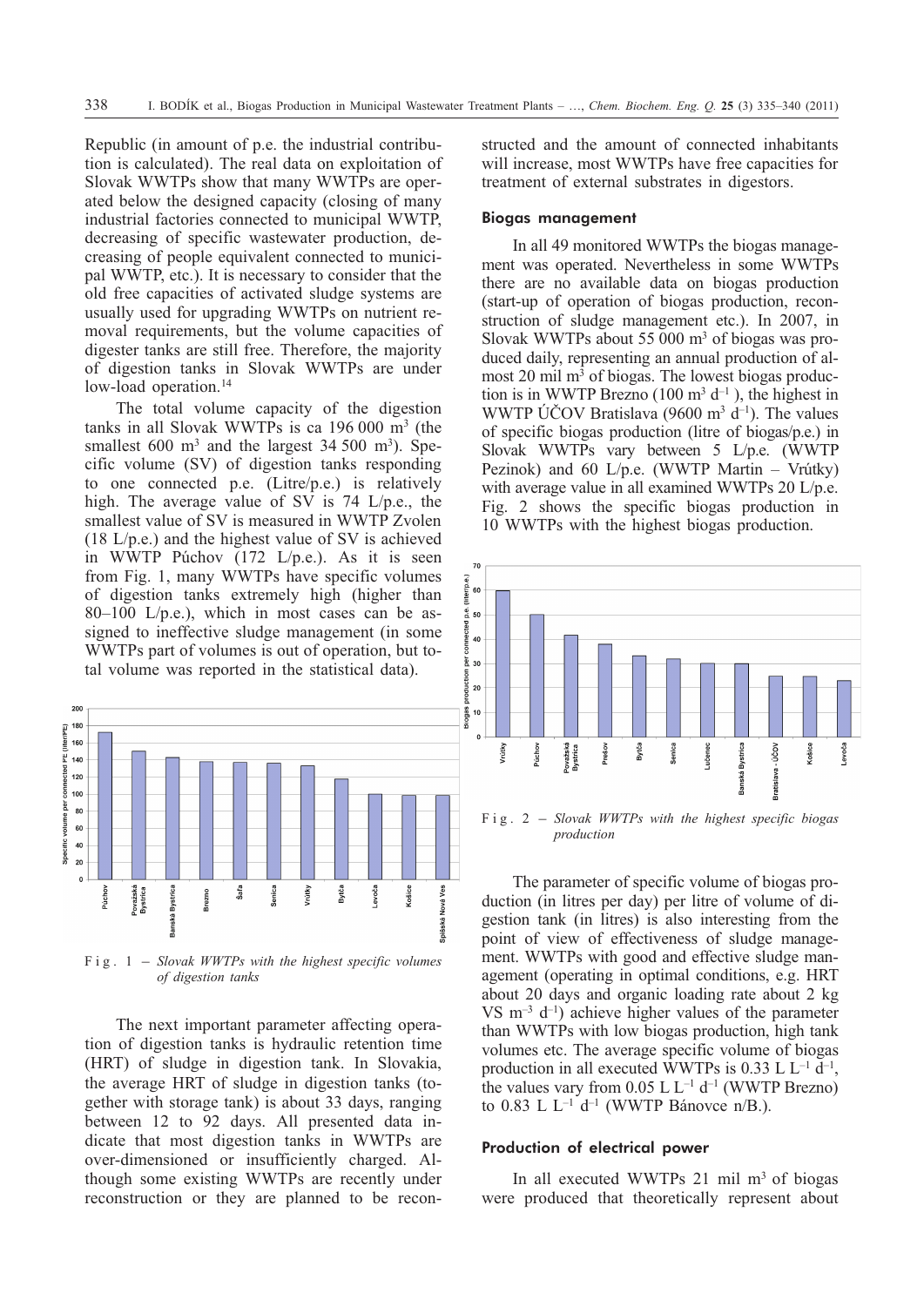Republic (in amount of p.e. the industrial contribution is calculated). The real data on exploitation of Slovak WWTPs show that many WWTPs are operated below the designed capacity (closing of many industrial factories connected to municipal WWTP, decreasing of specific wastewater production, decreasing of people equivalent connected to municipal WWTP, etc.). It is necessary to consider that the old free capacities of activated sludge systems are usually used for upgrading WWTPs on nutrient removal requirements, but the volume capacities of digester tanks are still free. Therefore, the majority of digestion tanks in Slovak WWTPs are under low-load operation.[14]

The total volume capacity of the digestion tanks in all Slovak WWTPs is ca 196 000 $m^3$ (the smallest 600 $m^3$ and the largest 34 500 $m^3$). Specific volume (SV) of digestion tanks responding to one connected p.e. (Litre/p.e.) is relatively high. The average value of SV is 74 L/p.e., the smallest value of SV is measured in WWTP Zvolen (18 L/p.e.) and the highest value of SV is achieved in WWTP Púchov (172 L/p.e.). As it is seen from Fig. 1, many WWTPs have specific volumes of digestion tanks extremely high (higher than 80–100 L/p.e.), which in most cases can be assigned to ineffective sludge management (in some WWTPs part of volumes is out of operation, but total volume was reported in the statistical data).

F i g . 1 – *Slovak WWTPs with the highest specific volumes of digestion tanks*

The next important parameter affecting operation of digestion tanks is hydraulic retention time (HRT) of sludge in digestion tank. In Slovakia, the average HRT of sludge in digestion tanks (together with storage tank) is about 33 days, ranging between 12 to 92 days. All presented data indicate that most digestion tanks in WWTPs are over-dimensioned or insufficiently charged. Although some existing WWTPs are recently under reconstruction or they are planned to be reconstructed and the amount of connected inhabitants will increase, most WWTPs have free capacities for treatment of external substrates in digestors.

## Biogas management

In all 49 monitored WWTPs the biogas management was operated. Nevertheless in some WWTPs there are no available data on biogas production (start-up of operation of biogas production, reconstruction of sludge management etc.). In 2007, in Slovak WWTPs about 55 000 $m^3$ of biogas was produced daily, representing an annual production of almost 20 mil $m^3$ of biogas. The lowest biogas production is in WWTP Brezno (100 $m^3$ $d^{-1}$ ), the highest in WWTP ÚČOV Bratislava (9600 $m^3$ $d^{-1}$). The values of specific biogas production (litre of biogas/p.e.) in Slovak WWTPs vary between 5 L/p.e. (WWTP Pezinok) and 60 L/p.e. (WWTP Martin – Vrútky) with average value in all examined WWTPs 20 L/p.e. Fig. 2 shows the specific biogas production in 10 WWTPs with the highest biogas production.

F i g . 2 – *Slovak WWTPs with the highest specific biogas production*

The parameter of specific volume of biogas production (in litres per day) per litre of volume of digestion tank (in litres) is also interesting from the point of view of effectiveness of sludge management. WWTPs with good and effective sludge management (operating in optimal conditions, e.g. HRT about 20 days and organic loading rate about 2 kg VS $m^{-3}$ $d^{-1}$) achieve higher values of the parameter than WWTPs with low biogas production, high tank volumes etc. The average specific volume of biogas production in all executed WWTPs is 0.33 L $L^{-1}$ $d^{-1}$, the values vary from 0.05 L $L^{-1}$ $d^{-1}$ (WWTP Brezno) to 0.83 L $L^{-1}$ $d^{-1}$ (WWTP Bánovce n/B.).

## Production of electrical power

In all executed WWTPs 21 mil $m^3$ of biogas were produced that theoretically represent about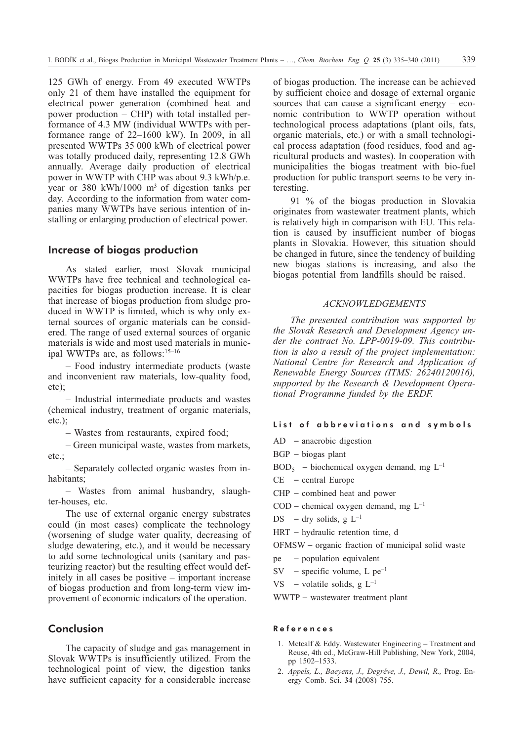125 GWh of energy. From 49 executed WWTPs only 21 of them have installed the equipment for electrical power generation (combined heat and power production – CHP) with total installed performance of 4.3 MW (individual WWTPs with performance range of 22–1600 kW). In 2009, in all presented WWTPs 35 000 kWh of electrical power was totally produced daily, representing 12.8 GWh annually. Average daily production of electrical power in WWTP with CHP was about 9.3 kWh/p.e. year or 380 kWh/1000 m$^3$ of digestion tanks per day. According to the information from water companies many WWTPs have serious intention of installing or enlarging production of electrical power.

## Increase of biogas production

As stated earlier, most Slovak municipal WWTPs have free technical and technological capacities for biogas production increase. It is clear that increase of biogas production from sludge produced in WWTP is limited, which is why only external sources of organic materials can be considered. The range of used external sources of organic materials is wide and most used materials in municipal WWTPs are, as follows:[15–16]

– Food industry intermediate products (waste and inconvenient raw materials, low-quality food, etc);

– Industrial intermediate products and wastes (chemical industry, treatment of organic materials, etc.);

– Wastes from restaurants, expired food;

– Green municipal waste, wastes from markets, etc.;

– Separately collected organic wastes from inhabitants;

– Wastes from animal husbandry, slaughter-houses, etc.

The use of external organic energy substrates could (in most cases) complicate the technology (worsening of sludge water quality, decreasing of sludge dewatering, etc.), and it would be necessary to add some technological units (sanitary and pasteurizing reactor) but the resulting effect would definitely in all cases be positive – important increase of biogas production and from long-term view improvement of economic indicators of the operation.

## Conclusion

The capacity of sludge and gas management in Slovak WWTPs is insufficiently utilized. From the technological point of view, the digestion tanks have sufficient capacity for a considerable increase of biogas production. The increase can be achieved by sufficient choice and dosage of external organic sources that can cause a significant energy – economic contribution to WWTP operation without technological process adaptations (plant oils, fats, organic materials, etc.) or with a small technological process adaptation (food residues, food and agricultural products and wastes). In cooperation with municipalities the biogas treatment with bio-fuel production for public transport seems to be very interesting.

91 % of the biogas production in Slovakia originates from wastewater treatment plants, which is relatively high in comparison with EU. This relation is caused by insufficient number of biogas plants in Slovakia. However, this situation should be changed in future, since the tendency of building new biogas stations is increasing, and also the biogas potential from landfills should be raised.

### ACKNOWLEDGEMENTS

*The presented contribution was supported by the Slovak Research and Development Agency under the contract No. LPP-0019-09. This contribution is also a result of the project implementation: National Centre for Research and Application of Renewable Energy Sources (ITMS: 26240120016), supported by the Research & Development Operational Programme funded by the ERDF.*

### List of abbreviations and symbols

AD – anaerobic digestion
BGP – biogas plant
$BOD_5$ – biochemical oxygen demand, mg L$^{-1}$
CE – central Europe
CHP – combined heat and power
COD – chemical oxygen demand, mg L$^{-1}$
DS – dry solids, g L$^{-1}$
HRT – hydraulic retention time, d
OFMSW – organic fraction of municipal solid waste
pe – population equivalent
SV – specific volume, L pe$^{-1}$
VS – volatile solids, g L$^{-1}$
WWTP – wastewater treatment plant

### References

1. Metcalf & Eddy. Wastewater Engineering – Treatment and Reuse, 4th ed., McGraw-Hill Publishing, New York, 2004, pp 1502–1533.
2. *Appels, L., Baeyens, J., Degréve, J., Dewil, R.,* Prog. Energy Comb. Sci. **34** (2008) 755.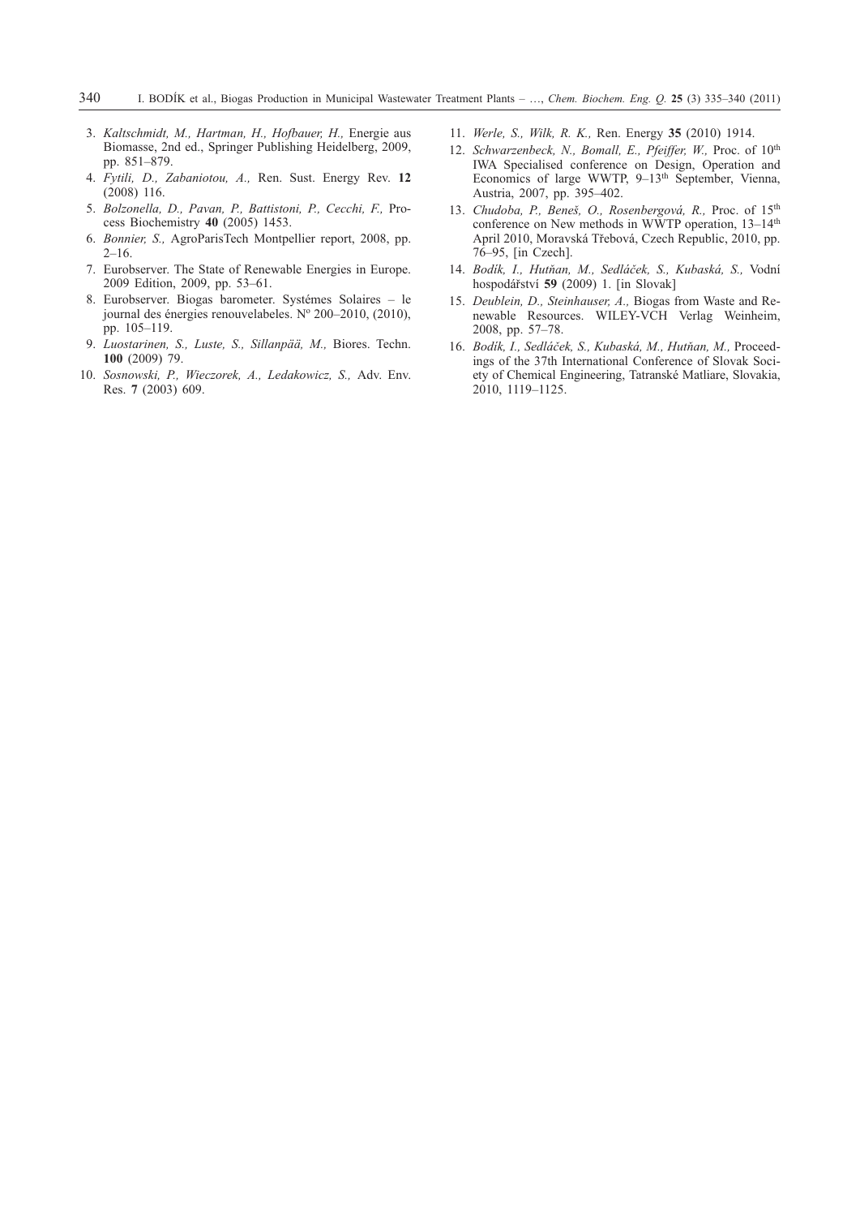3. *Kaltschmidt, M., Hartman, H., Hofbauer, H.,* Energie aus Biomasse, 2nd ed., Springer Publishing Heidelberg, 2009, pp. 851–879.
4. *Fytili, D., Zabaniotou, A.,* Ren. Sust. Energy Rev. **12** (2008) 116.
5. *Bolzonella, D., Pavan, P., Battistoni, P., Cecchi, F.,* Process Biochemistry **40** (2005) 1453.
6. *Bonnier, S.,* AgroParisTech Montpellier report, 2008, pp. 2–16.
7. Eurobserver. The State of Renewable Energies in Europe. 2009 Edition, 2009, pp. 53–61.
8. Eurobserver. Biogas barometer. Systémes Solaires – le journal des énergies renouvelabeles. Nº 200–2010, (2010), pp. 105–119.
9. *Luostarinen, S., Luste, S., Sillanpää, M.,* Biores. Techn. **100** (2009) 79.
10. *Sosnowski, P., Wieczorek, A., Ledakowicz, S.,* Adv. Env. Res. **7** (2003) 609.
11. *Werle, S., Wilk, R. K.,* Ren. Energy **35** (2010) 1914.
12. *Schwarzenbeck, N., Bomall, E., Pfeiffer, W.,* Proc. of 10th IWA Specialised conference on Design, Operation and Economics of large WWTP, 9–13th September, Vienna, Austria, 2007, pp. 395–402.
13. *Chudoba, P., Beneš, O., Rosenbergová, R.,* Proc. of 15th conference on New methods in WWTP operation, 13–14th April 2010, Moravská Třebová, Czech Republic, 2010, pp. 76–95, [in Czech].
14. *Bodík, I., Hutňan, M., Sedláček, S., Kubaská, S.,* Vodní hospodářství **59** (2009) 1. [in Slovak]
15. *Deublein, D., Steinhauser, A.,* Biogas from Waste and Renewable Resources. WILEY-VCH Verlag Weinheim, 2008, pp. 57–78.
16. *Bodík, I., Sedláček, S., Kubaská, M., Hutňan, M.,* Proceedings of the 37th International Conference of Slovak Society of Chemical Engineering, Tatranské Matliare, Slovakia, 2010, 1119–1125.